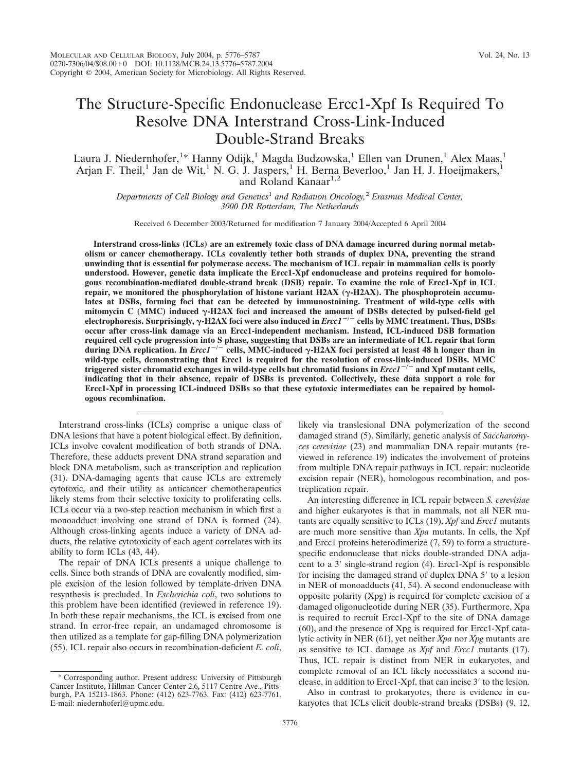# The Structure-Specific Endonuclease Ercc1-Xpf Is Required To Resolve DNA Interstrand Cross-Link-Induced Double-Strand Breaks

Laura J. Niedernhofer,[1]* Hanny Odijk,[1] Magda Budzowska,[1] Ellen van Drunen,[1] Alex Maas,[1] Arjan F. Theil,[1] Jan de Wit,[1] N. G. J. Jaspers,[1] H. Berna Beverloo,[1] Jan H. J. Hoeijmakers,[1] and Roland Kanaar[1,2]

*Departments of Cell Biology and Genetics[1] and Radiation Oncology,[2] Erasmus Medical Center, 3000 DR Rotterdam, The Netherlands*

Received 6 December 2003/Returned for modification 7 January 2004/Accepted 6 April 2004

**Interstrand cross-links (ICLs) are an extremely toxic class of DNA damage incurred during normal metabolism or cancer chemotherapy. ICLs covalently tether both strands of duplex DNA, preventing the strand unwinding that is essential for polymerase access. The mechanism of ICL repair in mammalian cells is poorly understood. However, genetic data implicate the Ercc1-Xpf endonuclease and proteins required for homologous recombination-mediated double-strand break (DSB) repair. To examine the role of Ercc1-Xpf in ICL repair, we monitored the phosphorylation of histone variant H2AX (γ-H2AX). The phosphoprotein accumulates at DSBs, forming foci that can be detected by immunostaining. Treatment of wild-type cells with mitomycin C (MMC) induced γ-H2AX foci and increased the amount of DSBs detected by pulsed-field gel electrophoresis. Surprisingly, γ-H2AX foci were also induced in *Ercc1*$^{-/-}$ cells by MMC treatment. Thus, DSBs occur after cross-link damage via an Ercc1-independent mechanism. Instead, ICL-induced DSB formation required cell cycle progression into S phase, suggesting that DSBs are an intermediate of ICL repair that form during DNA replication. In *Ercc1*$^{-/-}$ cells, MMC-induced γ-H2AX foci persisted at least 48 h longer than in wild-type cells, demonstrating that Ercc1 is required for the resolution of cross-link-induced DSBs. MMC triggered sister chromatid exchanges in wild-type cells but chromatid fusions in *Ercc1*$^{-/-}$ and Xpf mutant cells, indicating that in their absence, repair of DSBs is prevented. Collectively, these data support a role for Ercc1-Xpf in processing ICL-induced DSBs so that these cytotoxic intermediates can be repaired by homologous recombination.**

Interstrand cross-links (ICLs) comprise a unique class of DNA lesions that have a potent biological effect. By definition, ICLs involve covalent modification of both strands of DNA. Therefore, these adducts prevent DNA strand separation and block DNA metabolism, such as transcription and replication (31). DNA-damaging agents that cause ICLs are extremely cytotoxic, and their utility as anticancer chemotherapeutics likely stems from their selective toxicity to proliferating cells. ICLs occur via a two-step reaction mechanism in which first a monoadduct involving one strand of DNA is formed (24). Although cross-linking agents induce a variety of DNA adducts, the relative cytotoxicity of each agent correlates with its ability to form ICLs (43, 44).

The repair of DNA ICLs presents a unique challenge to cells. Since both strands of DNA are covalently modified, simple excision of the lesion followed by template-driven DNA resynthesis is precluded. In *Escherichia coli*, two solutions to this problem have been identified (reviewed in reference 19). In both these repair mechanisms, the ICL is excised from one strand. In error-free repair, an undamaged chromosome is then utilized as a template for gap-filling DNA polymerization (55). ICL repair also occurs in recombination-deficient *E. coli*, likely via translesional DNA polymerization of the second damaged strand (5). Similarly, genetic analysis of *Saccharomyces cerevisiae* (23) and mammalian DNA repair mutants (reviewed in reference 19) indicates the involvement of proteins from multiple DNA repair pathways in ICL repair: nucleotide excision repair (NER), homologous recombination, and postreplication repair.

An interesting difference in ICL repair between *S. cerevisiae* and higher eukaryotes is that in mammals, not all NER mutants are equally sensitive to ICLs (19). *Xpf* and *Ercc1* mutants are much more sensitive than *Xpa* mutants. In cells, the Xpf and Ercc1 proteins heterodimerize (7, 59) to form a structure-specific endonuclease that nicks double-stranded DNA adjacent to a 3′ single-strand region (4). Ercc1-Xpf is responsible for incising the damaged strand of duplex DNA 5′ to a lesion in NER of monoadducts (41, 54). A second endonuclease with opposite polarity (Xpg) is required for complete excision of a damaged oligonucleotide during NER (35). Furthermore, Xpa is required to recruit Ercc1-Xpf to the site of DNA damage (60), and the presence of Xpg is required for Ercc1-Xpf catalytic activity in NER (61), yet neither *Xpa* nor *Xpg* mutants are as sensitive to ICL damage as *Xpf* and *Ercc1* mutants (17). Thus, ICL repair is distinct from NER in eukaryotes, and complete removal of an ICL likely necessitates a second nuclease, in addition to Ercc1-Xpf, that can incise 3′ to the lesion.

Also in contrast to prokaryotes, there is evidence in eukaryotes that ICLs elicit double-strand breaks (DSBs) (9, 12,

\* Corresponding author. Present address: University of Pittsburgh Cancer Institute, Hillman Cancer Center 2.6, 5117 Centre Ave., Pittsburgh, PA 15213-1863. Phone: (412) 623-7763. Fax: (412) 623-7761. E-mail: niedernhoferl@upmc.edu.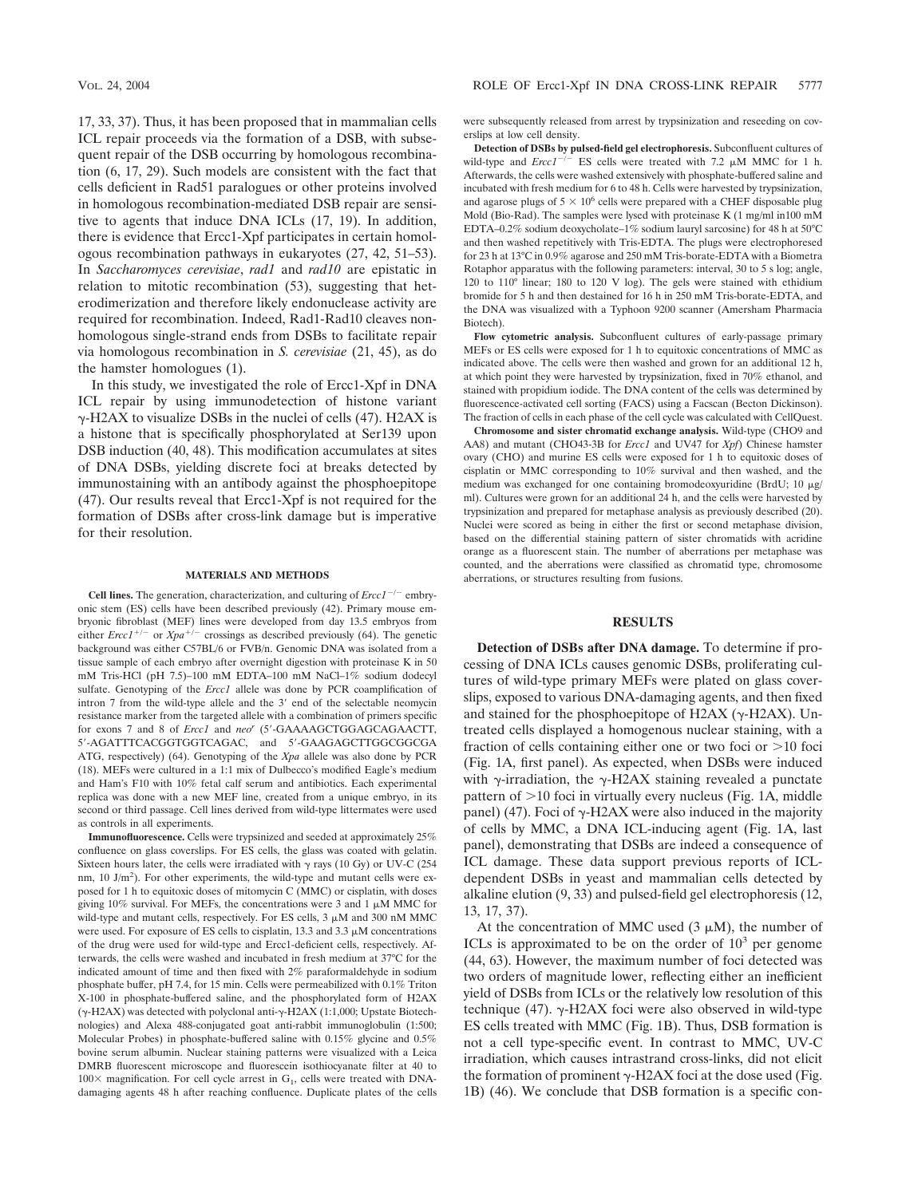17, 33, 37). Thus, it has been proposed that in mammalian cells ICL repair proceeds via the formation of a DSB, with subsequent repair of the DSB occurring by homologous recombination (6, 17, 29). Such models are consistent with the fact that cells deficient in Rad51 paralogues or other proteins involved in homologous recombination-mediated DSB repair are sensitive to agents that induce DNA ICLs (17, 19). In addition, there is evidence that Ercc1-Xpf participates in certain homologous recombination pathways in eukaryotes (27, 42, 51–53). In *Saccharomyces cerevisiae*, *rad1* and *rad10* are epistatic in relation to mitotic recombination (53), suggesting that heterodimerization and therefore likely endonuclease activity are required for recombination. Indeed, Rad1-Rad10 cleaves nonhomologous single-strand ends from DSBs to facilitate repair via homologous recombination in *S. cerevisiae* (21, 45), as do the hamster homologues (1).

In this study, we investigated the role of Ercc1-Xpf in DNA ICL repair by using immunodetection of histone variant γ-H2AX to visualize DSBs in the nuclei of cells (47). H2AX is a histone that is specifically phosphorylated at Ser139 upon DSB induction (40, 48). This modification accumulates at sites of DNA DSBs, yielding discrete foci at breaks detected by immunostaining with an antibody against the phosphoepitope (47). Our results reveal that Ercc1-Xpf is not required for the formation of DSBs after cross-link damage but is imperative for their resolution.

## MATERIALS AND METHODS

**Cell lines.** The generation, characterization, and culturing of *Ercc1*$^{-/-}$ embryonic stem (ES) cells have been described previously (42). Primary mouse embryonic fibroblast (MEF) lines were developed from day 13.5 embryos from either *Ercc1*$^{+/-}$ or *Xpa*$^{+/-}$ crossings as described previously (64). The genetic background was either C57BL/6 or FVB/n. Genomic DNA was isolated from a tissue sample of each embryo after overnight digestion with proteinase K in 50 mM Tris-HCl (pH 7.5)–100 mM EDTA–100 mM NaCl–1% sodium dodecyl sulfate. Genotyping of the *Ercc1* allele was done by PCR coamplification of intron 7 from the wild-type allele and the 3′ end of the selectable neomycin resistance marker from the targeted allele with a combination of primers specific for exons 7 and 8 of *Ercc1* and *neo*$^r$ (5′-GAAAAGCTGGAGCAGAACTT, 5′-AGATTTCACGGTGGTCAGAC, and 5′-GAAGAGCTTGGCGGCGA ATG, respectively) (64). Genotyping of the *Xpa* allele was also done by PCR (18). MEFs were cultured in a 1:1 mix of Dulbecco's modified Eagle's medium and Ham's F10 with 10% fetal calf serum and antibiotics. Each experimental replica was done with a new MEF line, created from a unique embryo, in its second or third passage. Cell lines derived from wild-type littermates were used as controls in all experiments.

**Immunofluorescence.** Cells were trypsinized and seeded at approximately 25% confluence on glass coverslips. For ES cells, the glass was coated with gelatin. Sixteen hours later, the cells were irradiated with γ rays (10 Gy) or UV-C (254 nm, 10 J/m$^2$). For other experiments, the wild-type and mutant cells were exposed for 1 h to equitoxic doses of mitomycin C (MMC) or cisplatin, with doses giving 10% survival. For MEFs, the concentrations were 3 and 1 μM MMC for wild-type and mutant cells, respectively. For ES cells, 3 μM and 300 nM MMC were used. For exposure of ES cells to cisplatin, 13.3 and 3.3 μM concentrations of the drug were used for wild-type and Ercc1-deficient cells, respectively. Afterwards, the cells were washed and incubated in fresh medium at 37°C for the indicated amount of time and then fixed with 2% paraformaldehyde in sodium phosphate buffer, pH 7.4, for 15 min. Cells were permeabilized with 0.1% Triton X-100 in phosphate-buffered saline, and the phosphorylated form of H2AX (γ-H2AX) was detected with polyclonal anti-γ-H2AX (1:1,000; Upstate Biotechnologies) and Alexa 488-conjugated goat anti-rabbit immunoglobulin (1:500; Molecular Probes) in phosphate-buffered saline with 0.15% glycine and 0.5% bovine serum albumin. Nuclear staining patterns were visualized with a Leica DMRB fluorescent microscope and fluorescein isothiocyanate filter at 40 to 100× magnification. For cell cycle arrest in $G_1$, cells were treated with DNA-damaging agents 48 h after reaching confluence. Duplicate plates of the cells were subsequently released from arrest by trypsinization and reseeding on coverslips at low cell density.

**Detection of DSBs by pulsed-field gel electrophoresis.** Subconfluent cultures of wild-type and *Ercc1*$^{-/-}$ ES cells were treated with 7.2 μM MMC for 1 h. Afterwards, the cells were washed extensively with phosphate-buffered saline and incubated with fresh medium for 6 to 48 h. Cells were harvested by trypsinization, and agarose plugs of 5 × 10$^6$ cells were prepared with a CHEF disposable plug Mold (Bio-Rad). The samples were lysed with proteinase K (1 mg/ml in100 mM EDTA–0.2% sodium deoxycholate–1% sodium lauryl sarcosine) for 48 h at 50°C and then washed repetitively with Tris-EDTA. The plugs were electrophoresed for 23 h at 13°C in 0.9% agarose and 250 mM Tris-borate-EDTA with a Biometra Rotaphor apparatus with the following parameters: interval, 30 to 5 s log; angle, 120 to 110° linear; 180 to 120 V log). The gels were stained with ethidium bromide for 5 h and then destained for 16 h in 250 mM Tris-borate-EDTA, and the DNA was visualized with a Typhoon 9200 scanner (Amersham Pharmacia Biotech).

**Flow cytometric analysis.** Subconfluent cultures of early-passage primary MEFs or ES cells were exposed for 1 h to equitoxic concentrations of MMC as indicated above. The cells were then washed and grown for an additional 12 h, at which point they were harvested by trypsinization, fixed in 70% ethanol, and stained with propidium iodide. The DNA content of the cells was determined by fluorescence-activated cell sorting (FACS) using a Facscan (Becton Dickinson). The fraction of cells in each phase of the cell cycle was calculated with CellQuest.

**Chromosome and sister chromatid exchange analysis.** Wild-type (CHO9 and AA8) and mutant (CHO43-3B for *Ercc1* and UV47 for *Xpf*) Chinese hamster ovary (CHO) and murine ES cells were exposed for 1 h to equitoxic doses of cisplatin or MMC corresponding to 10% survival and then washed, and the medium was exchanged for one containing bromodeoxyuridine (BrdU; 10 μg/ml). Cultures were grown for an additional 24 h, and the cells were harvested by trypsinization and prepared for metaphase analysis as previously described (20). Nuclei were scored as being in either the first or second metaphase division, based on the differential staining pattern of sister chromatids with acridine orange as a fluorescent stain. The number of aberrations per metaphase was counted, and the aberrations were classified as chromatid type, chromosome aberrations, or structures resulting from fusions.

## RESULTS

**Detection of DSBs after DNA damage.** To determine if processing of DNA ICLs causes genomic DSBs, proliferating cultures of wild-type primary MEFs were plated on glass coverslips, exposed to various DNA-damaging agents, and then fixed and stained for the phosphoepitope of H2AX (γ-H2AX). Untreated cells displayed a homogenous nuclear staining, with a fraction of cells containing either one or two foci or >10 foci (Fig. 1A, first panel). As expected, when DSBs were induced with γ-irradiation, the γ-H2AX staining revealed a punctate pattern of >10 foci in virtually every nucleus (Fig. 1A, middle panel) (47). Foci of γ-H2AX were also induced in the majority of cells by MMC, a DNA ICL-inducing agent (Fig. 1A, last panel), demonstrating that DSBs are indeed a consequence of ICL damage. These data support previous reports of ICL-dependent DSBs in yeast and mammalian cells detected by alkaline elution (9, 33) and pulsed-field gel electrophoresis (12, 13, 17, 37).

At the concentration of MMC used (3 μM), the number of ICLs is approximated to be on the order of 10$^3$ per genome (44, 63). However, the maximum number of foci detected was two orders of magnitude lower, reflecting either an inefficient yield of DSBs from ICLs or the relatively low resolution of this technique (47). γ-H2AX foci were also observed in wild-type ES cells treated with MMC (Fig. 1B). Thus, DSB formation is not a cell type-specific event. In contrast to MMC, UV-C irradiation, which causes intrastrand cross-links, did not elicit the formation of prominent γ-H2AX foci at the dose used (Fig. 1B) (46). We conclude that DSB formation is a specific con-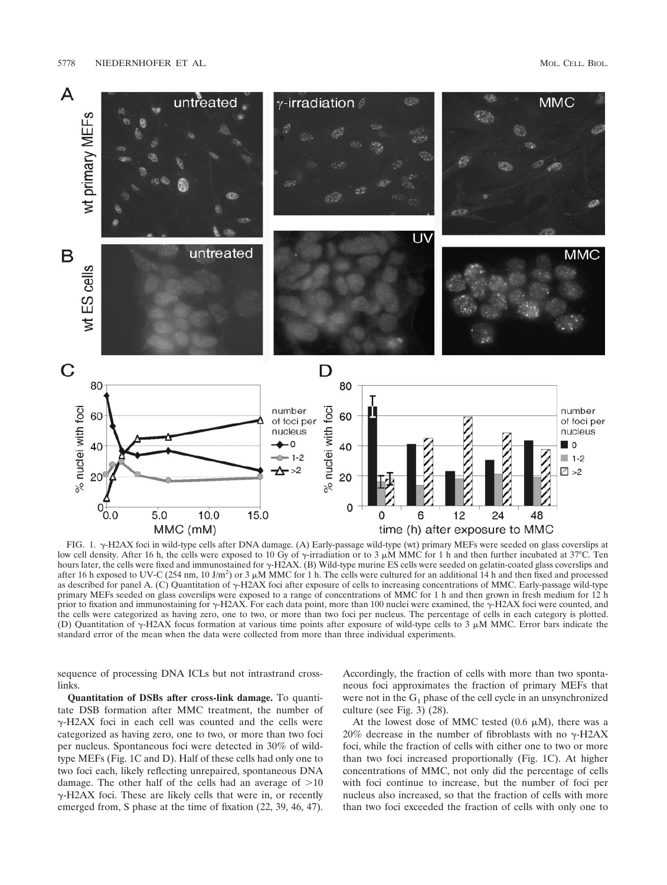FIG. 1. γ-H2AX foci in wild-type cells after DNA damage. (A) Early-passage wild-type (wt) primary MEFs were seeded on glass coverslips at low cell density. After 16 h, the cells were exposed to 10 Gy of γ-irradiation or to 3 μM MMC for 1 h and then further incubated at 37°C. Ten hours later, the cells were fixed and immunostained for γ-H2AX. (B) Wild-type murine ES cells were seeded on gelatin-coated glass coverslips and after 16 h exposed to UV-C (254 nm, 10 J/m$^2$) or 3 μM MMC for 1 h. The cells were cultured for an additional 14 h and then fixed and processed as described for panel A. (C) Quantitation of γ-H2AX foci after exposure of cells to increasing concentrations of MMC. Early-passage wild-type primary MEFs seeded on glass coverslips were exposed to a range of concentrations of MMC for 1 h and then grown in fresh medium for 12 h prior to fixation and immunostaining for γ-H2AX. For each data point, more than 100 nuclei were examined, the γ-H2AX foci were counted, and the cells were categorized as having zero, one to two, or more than two foci per nucleus. The percentage of cells in each category is plotted. (D) Quantitation of γ-H2AX focus formation at various time points after exposure of wild-type cells to 3 μM MMC. Error bars indicate the standard error of the mean when the data were collected from more than three individual experiments.

sequence of processing DNA ICLs but not intrastrand cross-links.

**Quantitation of DSBs after cross-link damage.** To quantitate DSB formation after MMC treatment, the number of γ-H2AX foci in each cell was counted and the cells were categorized as having zero, one to two, or more than two foci per nucleus. Spontaneous foci were detected in 30% of wild-type MEFs (Fig. 1C and D). Half of these cells had only one to two foci each, likely reflecting unrepaired, spontaneous DNA damage. The other half of the cells had an average of >10 γ-H2AX foci. These are likely cells that were in, or recently emerged from, S phase at the time of fixation (22, 39, 46, 47). Accordingly, the fraction of cells with more than two spontaneous foci approximates the fraction of primary MEFs that were not in the $G_1$ phase of the cell cycle in an unsynchronized culture (see Fig. 3) (28).

At the lowest dose of MMC tested (0.6 μM), there was a 20% decrease in the number of fibroblasts with no γ-H2AX foci, while the fraction of cells with either one to two or more than two foci increased proportionally (Fig. 1C). At higher concentrations of MMC, not only did the percentage of cells with foci continue to increase, but the number of foci per nucleus also increased, so that the fraction of cells with more than two foci exceeded the fraction of cells with only one to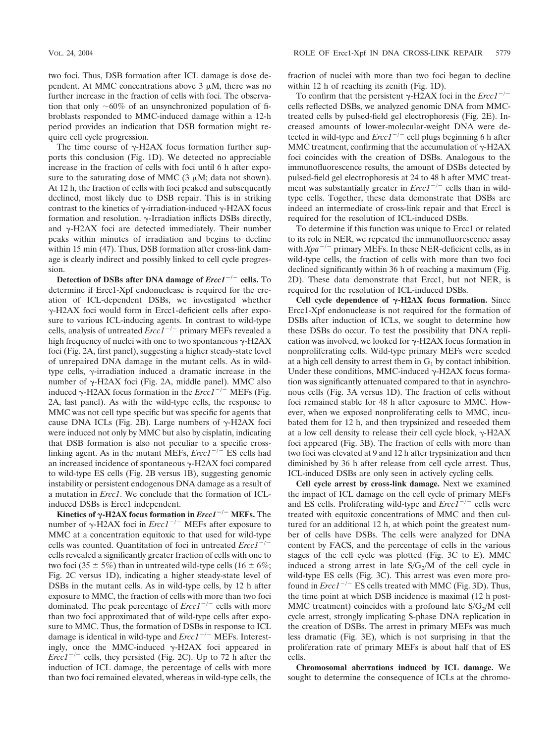two foci. Thus, DSB formation after ICL damage is dose dependent. At MMC concentrations above 3 μM, there was no further increase in the fraction of cells with foci. The observation that only ~60% of an unsynchronized population of fibroblasts responded to MMC-induced damage within a 12-h period provides an indication that DSB formation might require cell cycle progression.

The time course of γ-H2AX focus formation further supports this conclusion (Fig. 1D). We detected no appreciable increase in the fraction of cells with foci until 6 h after exposure to the saturating dose of MMC (3 μM; data not shown). At 12 h, the fraction of cells with foci peaked and subsequently declined, most likely due to DSB repair. This is in striking contrast to the kinetics of γ-irradiation-induced γ-H2AX focus formation and resolution. γ-Irradiation inflicts DSBs directly, and γ-H2AX foci are detected immediately. Their number peaks within minutes of irradiation and begins to decline within 15 min (47). Thus, DSB formation after cross-link damage is clearly indirect and possibly linked to cell cycle progression.

**Detection of DSBs after DNA damage of *Ercc1*$^{-/-}$ cells.** To determine if Ercc1-Xpf endonuclease is required for the creation of ICL-dependent DSBs, we investigated whether γ-H2AX foci would form in Ercc1-deficient cells after exposure to various ICL-inducing agents. In contrast to wild-type cells, analysis of untreated *Ercc1*$^{-/-}$ primary MEFs revealed a high frequency of nuclei with one to two spontaneous γ-H2AX foci (Fig. 2A, first panel), suggesting a higher steady-state level of unrepaired DNA damage in the mutant cells. As in wild-type cells, γ-irradiation induced a dramatic increase in the number of γ-H2AX foci (Fig. 2A, middle panel). MMC also induced γ-H2AX focus formation in the *Ercc1*$^{-/-}$ MEFs (Fig. 2A, last panel). As with the wild-type cells, the response to MMC was not cell type specific but was specific for agents that cause DNA ICLs (Fig. 2B). Large numbers of γ-H2AX foci were induced not only by MMC but also by cisplatin, indicating that DSB formation is also not peculiar to a specific cross-linking agent. As in the mutant MEFs, *Ercc1*$^{-/-}$ ES cells had an increased incidence of spontaneous γ-H2AX foci compared to wild-type ES cells (Fig. 2B versus 1B), suggesting genomic instability or persistent endogenous DNA damage as a result of a mutation in *Ercc1*. We conclude that the formation of ICL-induced DSBs is Ercc1 independent.

**Kinetics of γ-H2AX focus formation in *Ercc1*$^{-/-}$ MEFs.** The number of γ-H2AX foci in *Ercc1*$^{-/-}$ MEFs after exposure to MMC at a concentration equitoxic to that used for wild-type cells was counted. Quantitation of foci in untreated *Ercc1*$^{-/-}$ cells revealed a significantly greater fraction of cells with one to two foci (35 ± 5%) than in untreated wild-type cells (16 ± 6%; Fig. 2C versus 1D), indicating a higher steady-state level of DSBs in the mutant cells. As in wild-type cells, by 12 h after exposure to MMC, the fraction of cells with more than two foci dominated. The peak percentage of *Ercc1*$^{-/-}$ cells with more than two foci approximated that of wild-type cells after exposure to MMC. Thus, the formation of DSBs in response to ICL damage is identical in wild-type and *Ercc1*$^{-/-}$ MEFs. Interestingly, once the MMC-induced γ-H2AX foci appeared in *Ercc1*$^{-/-}$ cells, they persisted (Fig. 2C). Up to 72 h after the induction of ICL damage, the percentage of cells with more than two foci remained elevated, whereas in wild-type cells, the fraction of nuclei with more than two foci began to decline within 12 h of reaching its zenith (Fig. 1D).

To confirm that the persistent γ-H2AX foci in the *Ercc1*$^{-/-}$ cells reflected DSBs, we analyzed genomic DNA from MMC-treated cells by pulsed-field gel electrophoresis (Fig. 2E). Increased amounts of lower-molecular-weight DNA were detected in wild-type and *Ercc1*$^{-/-}$ cell plugs beginning 6 h after MMC treatment, confirming that the accumulation of γ-H2AX foci coincides with the creation of DSBs. Analogous to the immunofluorescence results, the amount of DSBs detected by pulsed-field gel electrophoresis at 24 to 48 h after MMC treatment was substantially greater in *Ercc1*$^{-/-}$ cells than in wild-type cells. Together, these data demonstrate that DSBs are indeed an intermediate of cross-link repair and that Ercc1 is required for the resolution of ICL-induced DSBs.

To determine if this function was unique to Ercc1 or related to its role in NER, we repeated the immunofluorescence assay with *Xpa*$^{-/-}$ primary MEFs. In these NER-deficient cells, as in wild-type cells, the fraction of cells with more than two foci declined significantly within 36 h of reaching a maximum (Fig. 2D). These data demonstrate that Ercc1, but not NER, is required for the resolution of ICL-induced DSBs.

**Cell cycle dependence of γ-H2AX focus formation.** Since Ercc1-Xpf endonuclease is not required for the formation of DSBs after induction of ICLs, we sought to determine how these DSBs do occur. To test the possibility that DNA replication was involved, we looked for γ-H2AX focus formation in nonproliferating cells. Wild-type primary MEFs were seeded at a high cell density to arrest them in $G_1$ by contact inhibition. Under these conditions, MMC-induced γ-H2AX focus formation was significantly attenuated compared to that in asynchronous cells (Fig. 3A versus 1D). The fraction of cells without foci remained stable for 48 h after exposure to MMC. However, when we exposed nonproliferating cells to MMC, incubated them for 12 h, and then trypsinized and reseeded them at a low cell density to release their cell cycle block, γ-H2AX foci appeared (Fig. 3B). The fraction of cells with more than two foci was elevated at 9 and 12 h after trypsinization and then diminished by 36 h after release from cell cycle arrest. Thus, ICL-induced DSBs are only seen in actively cycling cells.

**Cell cycle arrest by cross-link damage.** Next we examined the impact of ICL damage on the cell cycle of primary MEFs and ES cells. Proliferating wild-type and *Ercc1*$^{-/-}$ cells were treated with equitoxic concentrations of MMC and then cultured for an additional 12 h, at which point the greatest number of cells have DSBs. The cells were analyzed for DNA content by FACS, and the percentage of cells in the various stages of the cell cycle was plotted (Fig. 3C to E). MMC induced a strong arrest in late $S/G_2/M$ of the cell cycle in wild-type ES cells (Fig. 3C). This arrest was even more profound in *Ercc1*$^{-/-}$ ES cells treated with MMC (Fig. 3D). Thus, the time point at which DSB incidence is maximal (12 h post-MMC treatment) coincides with a profound late $S/G_2/M$ cell cycle arrest, strongly implicating S-phase DNA replication in the creation of DSBs. The arrest in primary MEFs was much less dramatic (Fig. 3E), which is not surprising in that the proliferation rate of primary MEFs is about half that of ES cells.

**Chromosomal aberrations induced by ICL damage.** We sought to determine the consequence of ICLs at the chromo-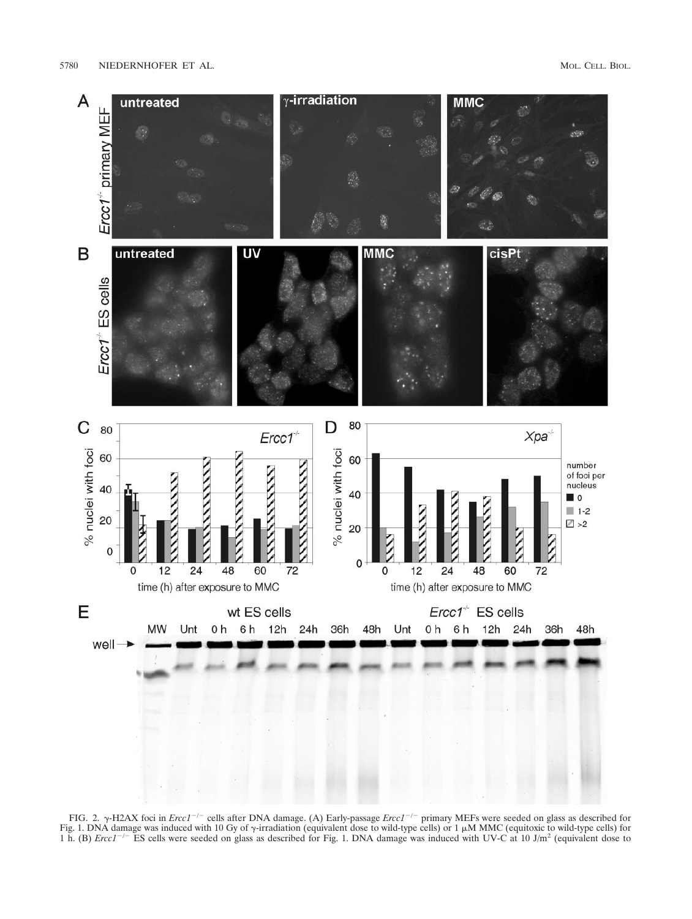FIG. 2. γ-H2AX foci in *Ercc1*$^{-/-}$ cells after DNA damage. (A) Early-passage *Ercc1*$^{-/-}$ primary MEFs were seeded on glass as described for Fig. 1. DNA damage was induced with 10 Gy of γ-irradiation (equivalent dose to wild-type cells) or 1 μM MMC (equitoxic to wild-type cells) for 1 h. (B) *Ercc1*$^{-/-}$ ES cells were seeded on glass as described for Fig. 1. DNA damage was induced with UV-C at 10 J/m$^2$ (equivalent dose to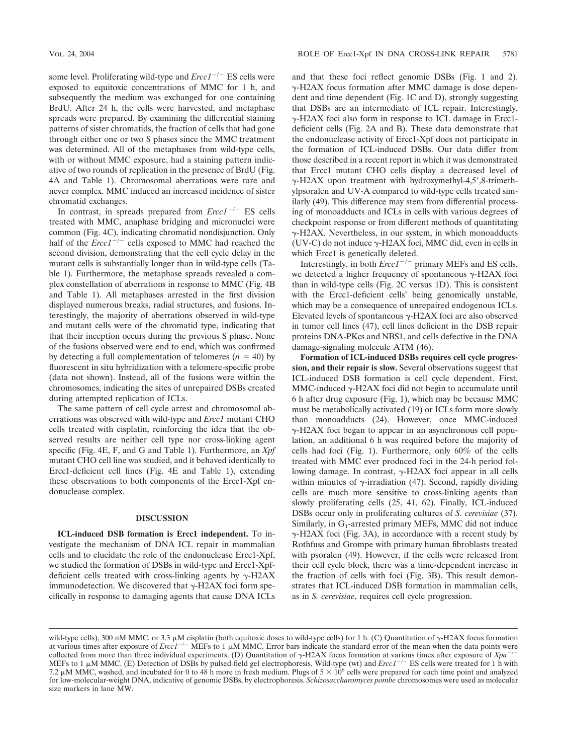some level. Proliferating wild-type and *Ercc1*$^{-/-}$ ES cells were exposed to equitoxic concentrations of MMC for 1 h, and subsequently the medium was exchanged for one containing BrdU. After 24 h, the cells were harvested, and metaphase spreads were prepared. By examining the differential staining patterns of sister chromatids, the fraction of cells that had gone through either one or two S phases since the MMC treatment was determined. All of the metaphases from wild-type cells, with or without MMC exposure, had a staining pattern indicative of two rounds of replication in the presence of BrdU (Fig. 4A and Table 1). Chromosomal aberrations were rare and never complex. MMC induced an increased incidence of sister chromatid exchanges.

In contrast, in spreads prepared from *Ercc1*$^{-/-}$ ES cells treated with MMC, anaphase bridging and micronuclei were common (Fig. 4C), indicating chromatid nondisjunction. Only half of the *Ercc1*$^{-/-}$ cells exposed to MMC had reached the second division, demonstrating that the cell cycle delay in the mutant cells is substantially longer than in wild-type cells (Table 1). Furthermore, the metaphase spreads revealed a complex constellation of aberrations in response to MMC (Fig. 4B and Table 1). All metaphases arrested in the first division displayed numerous breaks, radial structures, and fusions. Interestingly, the majority of aberrations observed in wild-type and mutant cells were of the chromatid type, indicating that that their inception occurs during the previous S phase. None of the fusions observed were end to end, which was confirmed by detecting a full complementation of telomeres ($n = 40$) by fluorescent in situ hybridization with a telomere-specific probe (data not shown). Instead, all of the fusions were within the chromosomes, indicating the sites of unrepaired DSBs created during attempted replication of ICLs.

The same pattern of cell cycle arrest and chromosomal aberrations was observed with wild-type and *Ercc1* mutant CHO cells treated with cisplatin, reinforcing the idea that the observed results are neither cell type nor cross-linking agent specific (Fig. 4E, F, and G and Table 1). Furthermore, an *Xpf* mutant CHO cell line was studied, and it behaved identically to Ercc1-deficient cell lines (Fig. 4E and Table 1), extending these observations to both components of the Ercc1-Xpf endonuclease complex.

## DISCUSSION

**ICL-induced DSB formation is Ercc1 independent.** To investigate the mechanism of DNA ICL repair in mammalian cells and to elucidate the role of the endonuclease Ercc1-Xpf, we studied the formation of DSBs in wild-type and Ercc1-Xpf-deficient cells treated with cross-linking agents by γ-H2AX immunodetection. We discovered that γ-H2AX foci form specifically in response to damaging agents that cause DNA ICLs and that these foci reflect genomic DSBs (Fig. 1 and 2). γ-H2AX focus formation after MMC damage is dose dependent and time dependent (Fig. 1C and D), strongly suggesting that DSBs are an intermediate of ICL repair. Interestingly, γ-H2AX foci also form in response to ICL damage in Ercc1-deficient cells (Fig. 2A and B). These data demonstrate that the endonuclease activity of Ercc1-Xpf does not participate in the formation of ICL-induced DSBs. Our data differ from those described in a recent report in which it was demonstrated that Ercc1 mutant CHO cells display a decreased level of γ-H2AX upon treatment with hydroxymethyl-4,5′,8-trimethylpsoralen and UV-A compared to wild-type cells treated similarly (49). This difference may stem from differential processing of monoadducts and ICLs in cells with various degrees of checkpoint response or from different methods of quantitating γ-H2AX. Nevertheless, in our system, in which monoadducts (UV-C) do not induce γ-H2AX foci, MMC did, even in cells in which Ercc1 is genetically deleted.

Interestingly, in both *Ercc1*$^{-/-}$ primary MEFs and ES cells, we detected a higher frequency of spontaneous γ-H2AX foci than in wild-type cells (Fig. 2C versus 1D). This is consistent with the Ercc1-deficient cells' being genomically unstable, which may be a consequence of unrepaired endogenous ICLs. Elevated levels of spontaneous γ-H2AX foci are also observed in tumor cell lines (47), cell lines deficient in the DSB repair proteins DNA-PKcs and NBS1, and cells defective in the DNA damage-signaling molecule ATM (46).

**Formation of ICL-induced DSBs requires cell cycle progression, and their repair is slow.** Several observations suggest that ICL-induced DSB formation is cell cycle dependent. First, MMC-induced γ-H2AX foci did not begin to accumulate until 6 h after drug exposure (Fig. 1), which may be because MMC must be metabolically activated (19) or ICLs form more slowly than monoadducts (24). However, once MMC-induced γ-H2AX foci began to appear in an asynchronous cell population, an additional 6 h was required before the majority of cells had foci (Fig. 1). Furthermore, only 60% of the cells treated with MMC ever produced foci in the 24-h period following damage. In contrast, γ-H2AX foci appear in all cells within minutes of γ-irradiation (47). Second, rapidly dividing cells are much more sensitive to cross-linking agents than slowly proliferating cells (25, 41, 62). Finally, ICL-induced DSBs occur only in proliferating cultures of *S. cerevisiae* (37). Similarly, in $G_1$-arrested primary MEFs, MMC did not induce γ-H2AX foci (Fig. 3A), in accordance with a recent study by Rothfuss and Grompe with primary human fibroblasts treated with psoralen (49). However, if the cells were released from their cell cycle block, there was a time-dependent increase in the fraction of cells with foci (Fig. 3B). This result demonstrates that ICL-induced DSB formation in mammalian cells, as in *S. cerevisiae*, requires cell cycle progression.

wild-type cells), 300 nM MMC, or 3.3 μM cisplatin (both equitoxic doses to wild-type cells) for 1 h. (C) Quantitation of γ-H2AX focus formation at various times after exposure of *Ercc1*$^{-/-}$ MEFs to 1 μM MMC. Error bars indicate the standard error of the mean when the data points were collected from more than three individual experiments. (D) Quantitation of γ-H2AX focus formation at various times after exposure of *Xpa*$^{-/-}$ MEFs to 1 μM MMC. (E) Detection of DSBs by pulsed-field gel electrophoresis. Wild-type (wt) and *Ercc1*$^{-/-}$ ES cells were treated for 1 h with 7.2 μM MMC, washed, and incubated for 0 to 48 h more in fresh medium. Plugs of $5 \times 10^6$ cells were prepared for each time point and analyzed for low-molecular-weight DNA, indicative of genomic DSBs, by electrophoresis. *Schizosaccharomyces pombe* chromosomes were used as molecular size markers in lane MW.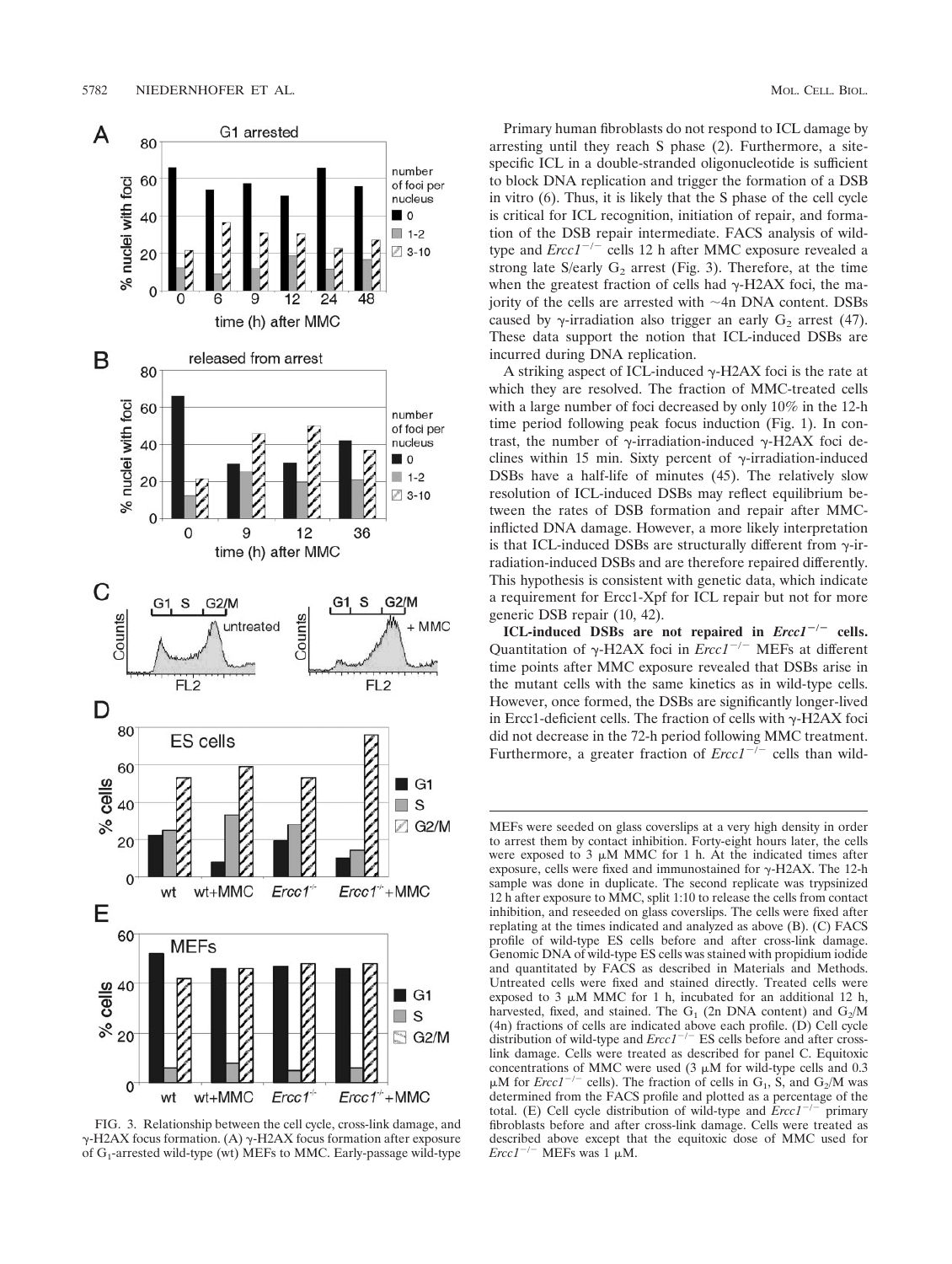FIG. 3. Relationship between the cell cycle, cross-link damage, and γ-H2AX focus formation. (A) γ-H2AX focus formation after exposure of $G_1$-arrested wild-type (wt) MEFs to MMC. Early-passage wild-type MEFs were seeded on glass coverslips at a very high density in order to arrest them by contact inhibition. Forty-eight hours later, the cells were exposed to 3 μM MMC for 1 h. At the indicated times after exposure, cells were fixed and immunostained for γ-H2AX. The 12-h sample was done in duplicate. The second replicate was trypsinized 12 h after exposure to MMC, split 1:10 to release the cells from contact inhibition, and reseeded on glass coverslips. The cells were fixed after replating at the times indicated and analyzed as above (B). (C) FACS profile of wild-type ES cells before and after cross-link damage. Genomic DNA of wild-type ES cells was stained with propidium iodide and quantitated by FACS as described in Materials and Methods. Untreated cells were fixed and stained directly. Treated cells were exposed to 3 μM MMC for 1 h, incubated for an additional 12 h, harvested, fixed, and stained. The $G_1$ (2n DNA content) and $G_2$/M (4n) fractions of cells are indicated above each profile. (D) Cell cycle distribution of wild-type and *Ercc1*$^{-/-}$ ES cells before and after cross-link damage. Cells were treated as described for panel C. Equitoxic concentrations of MMC were used (3 μM for wild-type cells and 0.3 μM for *Ercc1*$^{-/-}$ cells). The fraction of cells in $G_1$, S, and $G_2$/M was determined from the FACS profile and plotted as a percentage of the total. (E) Cell cycle distribution of wild-type and *Ercc1*$^{-/-}$ primary fibroblasts before and after cross-link damage. Cells were treated as described above except that the equitoxic dose of MMC used for *Ercc1*$^{-/-}$ MEFs was 1 μM.

Primary human fibroblasts do not respond to ICL damage by arresting until they reach S phase (2). Furthermore, a site-specific ICL in a double-stranded oligonucleotide is sufficient to block DNA replication and trigger the formation of a DSB in vitro (6). Thus, it is likely that the S phase of the cell cycle is critical for ICL recognition, initiation of repair, and formation of the DSB repair intermediate. FACS analysis of wild-type and *Ercc1*$^{-/-}$ cells 12 h after MMC exposure revealed a strong late S/early $G_2$ arrest (Fig. 3). Therefore, at the time when the greatest fraction of cells had γ-H2AX foci, the majority of the cells are arrested with ~4n DNA content. DSBs caused by γ-irradiation also trigger an early $G_2$ arrest (47). These data support the notion that ICL-induced DSBs are incurred during DNA replication.

A striking aspect of ICL-induced γ-H2AX foci is the rate at which they are resolved. The fraction of MMC-treated cells with a large number of foci decreased by only 10% in the 12-h time period following peak focus induction (Fig. 1). In contrast, the number of γ-irradiation-induced γ-H2AX foci declines within 15 min. Sixty percent of γ-irradiation-induced DSBs have a half-life of minutes (45). The relatively slow resolution of ICL-induced DSBs may reflect equilibrium between the rates of DSB formation and repair after MMC-inflicted DNA damage. However, a more likely interpretation is that ICL-induced DSBs are structurally different from γ-irradiation-induced DSBs and are therefore repaired differently. This hypothesis is consistent with genetic data, which indicate a requirement for Ercc1-Xpf for ICL repair but not for more generic DSB repair (10, 42).

**ICL-induced DSBs are not repaired in *Ercc1*$^{-/-}$ cells.** Quantitation of γ-H2AX foci in *Ercc1*$^{-/-}$ MEFs at different time points after MMC exposure revealed that DSBs arise in the mutant cells with the same kinetics as in wild-type cells. However, once formed, the DSBs are significantly longer-lived in Ercc1-deficient cells. The fraction of cells with γ-H2AX foci did not decrease in the 72-h period following MMC treatment. Furthermore, a greater fraction of *Ercc1*$^{-/-}$ cells than wild-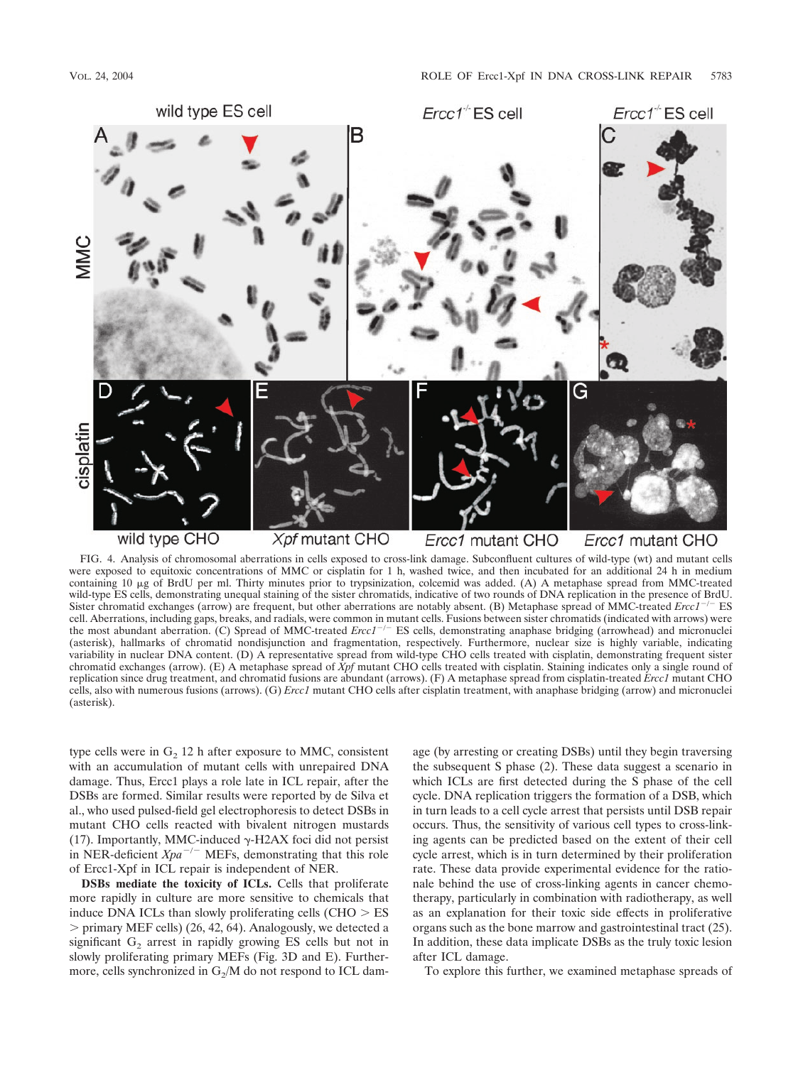FIG. 4. Analysis of chromosomal aberrations in cells exposed to cross-link damage. Subconfluent cultures of wild-type (wt) and mutant cells were exposed to equitoxic concentrations of MMC or cisplatin for 1 h, washed twice, and then incubated for an additional 24 h in medium containing 10 μg of BrdU per ml. Thirty minutes prior to trypsinization, colcemid was added. (A) A metaphase spread from MMC-treated wild-type ES cells, demonstrating unequal staining of the sister chromatids, indicative of two rounds of DNA replication in the presence of BrdU. Sister chromatid exchanges (arrow) are frequent, but other aberrations are notably absent. (B) Metaphase spread of MMC-treated *Ercc1*$^{-/-}$ ES cell. Aberrations, including gaps, breaks, and radials, were common in mutant cells. Fusions between sister chromatids (indicated with arrows) were the most abundant aberration. (C) Spread of MMC-treated *Ercc1*$^{-/-}$ ES cells, demonstrating anaphase bridging (arrowhead) and micronuclei (asterisk), hallmarks of chromatid nondisjunction and fragmentation, respectively. Furthermore, nuclear size is highly variable, indicating variability in nuclear DNA content. (D) A representative spread from wild-type CHO cells treated with cisplatin, demonstrating frequent sister chromatid exchanges (arrow). (E) A metaphase spread of *Xpf* mutant CHO cells treated with cisplatin. Staining indicates only a single round of replication since drug treatment, and chromatid fusions are abundant (arrows). (F) A metaphase spread from cisplatin-treated *Ercc1* mutant CHO cells, also with numerous fusions (arrows). (G) *Ercc1* mutant CHO cells after cisplatin treatment, with anaphase bridging (arrow) and micronuclei (asterisk).

type cells were in $G_2$ 12 h after exposure to MMC, consistent with an accumulation of mutant cells with unrepaired DNA damage. Thus, Ercc1 plays a role late in ICL repair, after the DSBs are formed. Similar results were reported by de Silva et al., who used pulsed-field gel electrophoresis to detect DSBs in mutant CHO cells reacted with bivalent nitrogen mustards (17). Importantly, MMC-induced γ-H2AX foci did not persist in NER-deficient *Xpa*$^{-/-}$ MEFs, demonstrating that this role of Ercc1-Xpf in ICL repair is independent of NER.

**DSBs mediate the toxicity of ICLs.** Cells that proliferate more rapidly in culture are more sensitive to chemicals that induce DNA ICLs than slowly proliferating cells (CHO > ES > primary MEF cells) (26, 42, 64). Analogously, we detected a significant $G_2$ arrest in rapidly growing ES cells but not in slowly proliferating primary MEFs (Fig. 3D and E). Furthermore, cells synchronized in $G_2$/M do not respond to ICL damage (by arresting or creating DSBs) until they begin traversing the subsequent S phase (2). These data suggest a scenario in which ICLs are first detected during the S phase of the cell cycle. DNA replication triggers the formation of a DSB, which in turn leads to a cell cycle arrest that persists until DSB repair occurs. Thus, the sensitivity of various cell types to cross-linking agents can be predicted based on the extent of their cell cycle arrest, which is in turn determined by their proliferation rate. These data provide experimental evidence for the rationale behind the use of cross-linking agents in cancer chemotherapy, particularly in combination with radiotherapy, as well as an explanation for their toxic side effects in proliferative organs such as the bone marrow and gastrointestinal tract (25). In addition, these data implicate DSBs as the truly toxic lesion after ICL damage.

To explore this further, we examined metaphase spreads of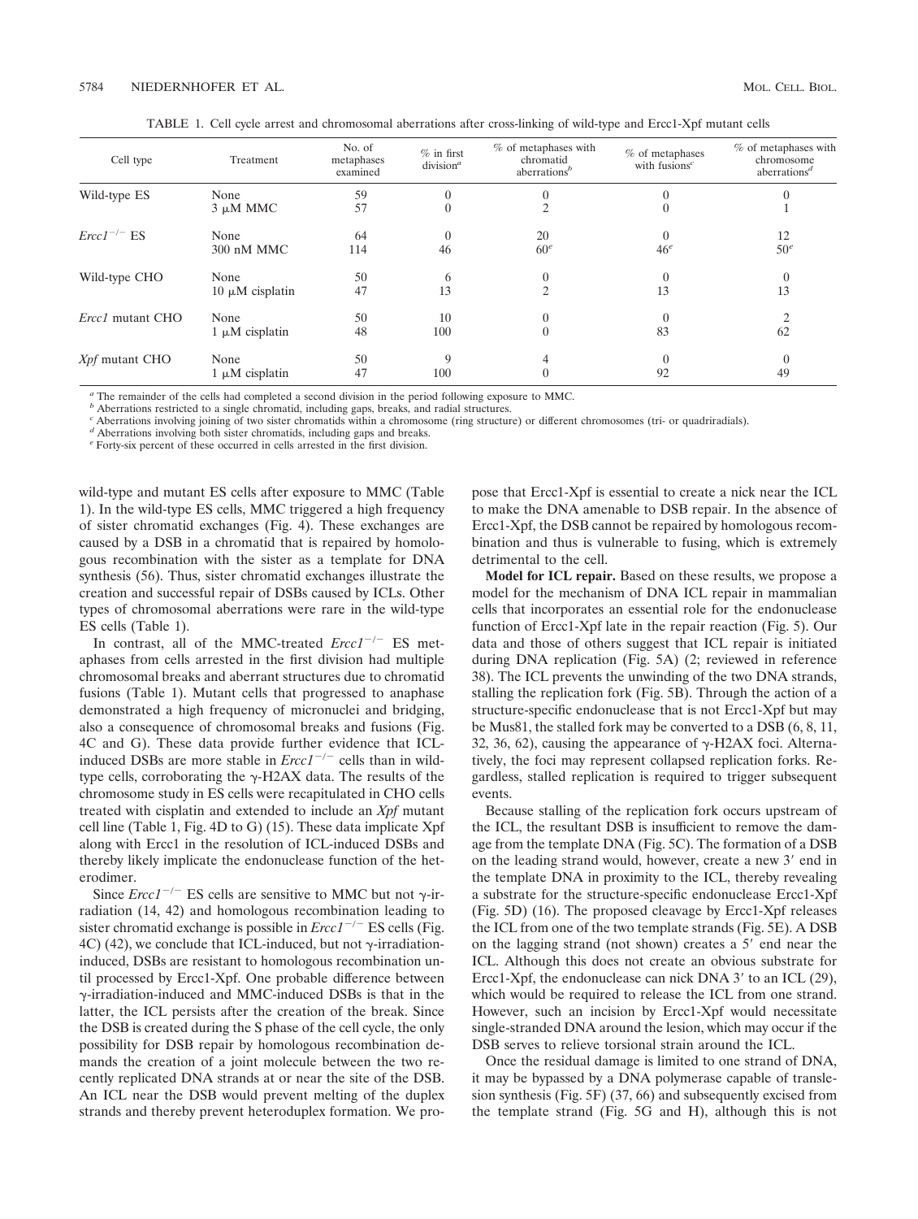TABLE 1. Cell cycle arrest and chromosomal aberrations after cross-linking of wild-type and Ercc1-Xpf mutant cells

| Cell type | Treatment | No. of metaphases examined | % in first division[a] | % of metaphases with chromatid aberrations[b] | % of metaphases with fusions[c] | % of metaphases with chromosome aberrations[d] |
|---|---|---|---|---|---|---|
| Wild-type ES | None | 59 | 0 | 0 | 0 | 0 |
| | 3 μM MMC | 57 | 0 | 2 | 0 | 1 |
| *Ercc1*$^{-/-}$ ES | None | 64 | 0 | 20 | 0 | 12 |
| | 300 nM MMC | 114 | 46 | 60[e] | 46[e] | 50[e] |
| Wild-type CHO | None | 50 | 6 | 0 | 0 | 0 |
| | 10 μM cisplatin | 47 | 13 | 2 | 13 | 13 |
| *Ercc1* mutant CHO | None | 50 | 10 | 0 | 0 | 2 |
| | 1 μM cisplatin | 48 | 100 | 0 | 83 | 62 |
| *Xpf* mutant CHO | None | 50 | 9 | 4 | 0 | 0 |
| | 1 μM cisplatin | 47 | 100 | 0 | 92 | 49 |

[a] The remainder of the cells had completed a second division in the period following exposure to MMC.
[b] Aberrations restricted to a single chromatid, including gaps, breaks, and radial structures.
[c] Aberrations involving joining of two sister chromatids within a chromosome (ring structure) or different chromosomes (tri- or quadriradials).
[d] Aberrations involving both sister chromatids, including gaps and breaks.
[e] Forty-six percent of these occurred in cells arrested in the first division.

wild-type and mutant ES cells after exposure to MMC (Table 1). In the wild-type ES cells, MMC triggered a high frequency of sister chromatid exchanges (Fig. 4). These exchanges are caused by a DSB in a chromatid that is repaired by homologous recombination with the sister as a template for DNA synthesis (56). Thus, sister chromatid exchanges illustrate the creation and successful repair of DSBs caused by ICLs. Other types of chromosomal aberrations were rare in the wild-type ES cells (Table 1).

In contrast, all of the MMC-treated *Ercc1*$^{-/-}$ ES metaphases from cells arrested in the first division had multiple chromosomal breaks and aberrant structures due to chromatid fusions (Table 1). Mutant cells that progressed to anaphase demonstrated a high frequency of micronuclei and bridging, also a consequence of chromosomal breaks and fusions (Fig. 4C and G). These data provide further evidence that ICL-induced DSBs are more stable in *Ercc1*$^{-/-}$ cells than in wild-type cells, corroborating the γ-H2AX data. The results of the chromosome study in ES cells were recapitulated in CHO cells treated with cisplatin and extended to include an *Xpf* mutant cell line (Table 1, Fig. 4D to G) (15). These data implicate Xpf along with Ercc1 in the resolution of ICL-induced DSBs and thereby likely implicate the endonuclease function of the heterodimer.

Since *Ercc1*$^{-/-}$ ES cells are sensitive to MMC but not γ-irradiation (14, 42) and homologous recombination leading to sister chromatid exchange is possible in *Ercc1*$^{-/-}$ ES cells (Fig. 4C) (42), we conclude that ICL-induced, but not γ-irradiation-induced, DSBs are resistant to homologous recombination until processed by Ercc1-Xpf. One probable difference between γ-irradiation-induced and MMC-induced DSBs is that in the latter, the ICL persists after the creation of the break. Since the DSB is created during the S phase of the cell cycle, the only possibility for DSB repair by homologous recombination demands the creation of a joint molecule between the two recently replicated DNA strands at or near the site of the DSB. An ICL near the DSB would prevent melting of the duplex strands and thereby prevent heteroduplex formation. We propose that Ercc1-Xpf is essential to create a nick near the ICL to make the DNA amenable to DSB repair. In the absence of Ercc1-Xpf, the DSB cannot be repaired by homologous recombination and thus is vulnerable to fusing, which is extremely detrimental to the cell.

**Model for ICL repair.** Based on these results, we propose a model for the mechanism of DNA ICL repair in mammalian cells that incorporates an essential role for the endonuclease function of Ercc1-Xpf late in the repair reaction (Fig. 5). Our data and those of others suggest that ICL repair is initiated during DNA replication (Fig. 5A) (2; reviewed in reference 38). The ICL prevents the unwinding of the two DNA strands, stalling the replication fork (Fig. 5B). Through the action of a structure-specific endonuclease that is not Ercc1-Xpf but may be Mus81, the stalled fork may be converted to a DSB (6, 8, 11, 32, 36, 62), causing the appearance of γ-H2AX foci. Alternatively, the foci may represent collapsed replication forks. Regardless, stalled replication is required to trigger subsequent events.

Because stalling of the replication fork occurs upstream of the ICL, the resultant DSB is insufficient to remove the damage from the template DNA (Fig. 5C). The formation of a DSB on the leading strand would, however, create a new 3′ end in the template DNA in proximity to the ICL, thereby revealing a substrate for the structure-specific endonuclease Ercc1-Xpf (Fig. 5D) (16). The proposed cleavage by Ercc1-Xpf releases the ICL from one of the two template strands (Fig. 5E). A DSB on the lagging strand (not shown) creates a 5′ end near the ICL. Although this does not create an obvious substrate for Ercc1-Xpf, the endonuclease can nick DNA 3′ to an ICL (29), which would be required to release the ICL from one strand. However, such an incision by Ercc1-Xpf would necessitate single-stranded DNA around the lesion, which may occur if the DSB serves to relieve torsional strain around the ICL.

Once the residual damage is limited to one strand of DNA, it may be bypassed by a DNA polymerase capable of translesion synthesis (Fig. 5F) (37, 66) and subsequently excised from the template strand (Fig. 5G and H), although this is not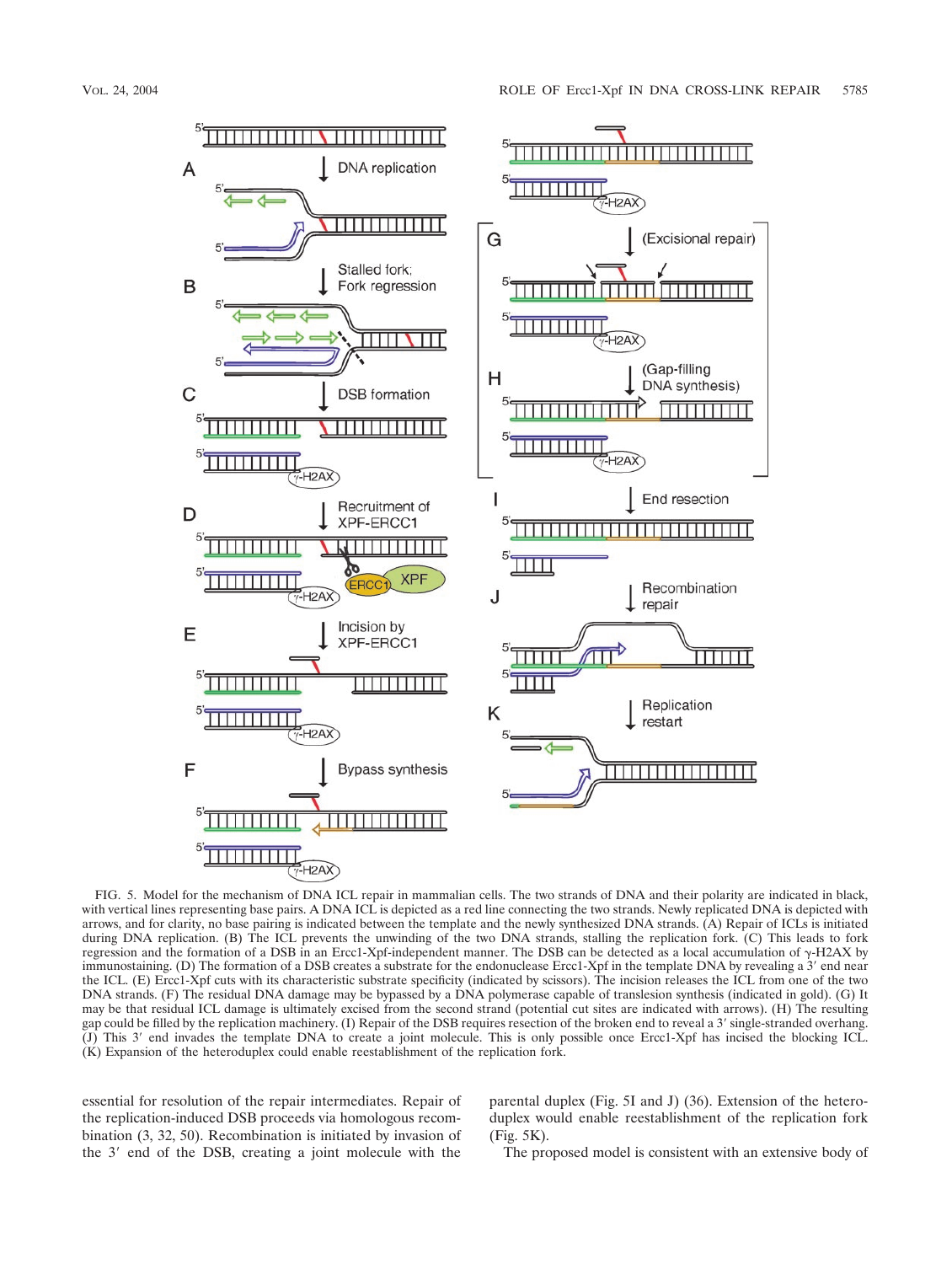FIG. 5. Model for the mechanism of DNA ICL repair in mammalian cells. The two strands of DNA and their polarity are indicated in black, with vertical lines representing base pairs. A DNA ICL is depicted as a red line connecting the two strands. Newly replicated DNA is depicted with arrows, and for clarity, no base pairing is indicated between the template and the newly synthesized DNA strands. (A) Repair of ICLs is initiated during DNA replication. (B) The ICL prevents the unwinding of the two DNA strands, stalling the replication fork. (C) This leads to fork regression and the formation of a DSB in an Ercc1-Xpf-independent manner. The DSB can be detected as a local accumulation of γ-H2AX by immunostaining. (D) The formation of a DSB creates a substrate for the endonuclease Ercc1-Xpf in the template DNA by revealing a 3′ end near the ICL. (E) Ercc1-Xpf cuts with its characteristic substrate specificity (indicated by scissors). The incision releases the ICL from one of the two DNA strands. (F) The residual DNA damage may be bypassed by a DNA polymerase capable of translesion synthesis (indicated in gold). (G) It may be that residual ICL damage is ultimately excised from the second strand (potential cut sites are indicated with arrows). (H) The resulting gap could be filled by the replication machinery. (I) Repair of the DSB requires resection of the broken end to reveal a 3′ single-stranded overhang. (J) This 3′ end invades the template DNA to create a joint molecule. This is only possible once Ercc1-Xpf has incised the blocking ICL. (K) Expansion of the heteroduplex could enable reestablishment of the replication fork.

essential for resolution of the repair intermediates. Repair of the replication-induced DSB proceeds via homologous recombination (3, 32, 50). Recombination is initiated by invasion of the 3′ end of the DSB, creating a joint molecule with the parental duplex (Fig. 5I and J) (36). Extension of the heteroduplex would enable reestablishment of the replication fork (Fig. 5K).

The proposed model is consistent with an extensive body of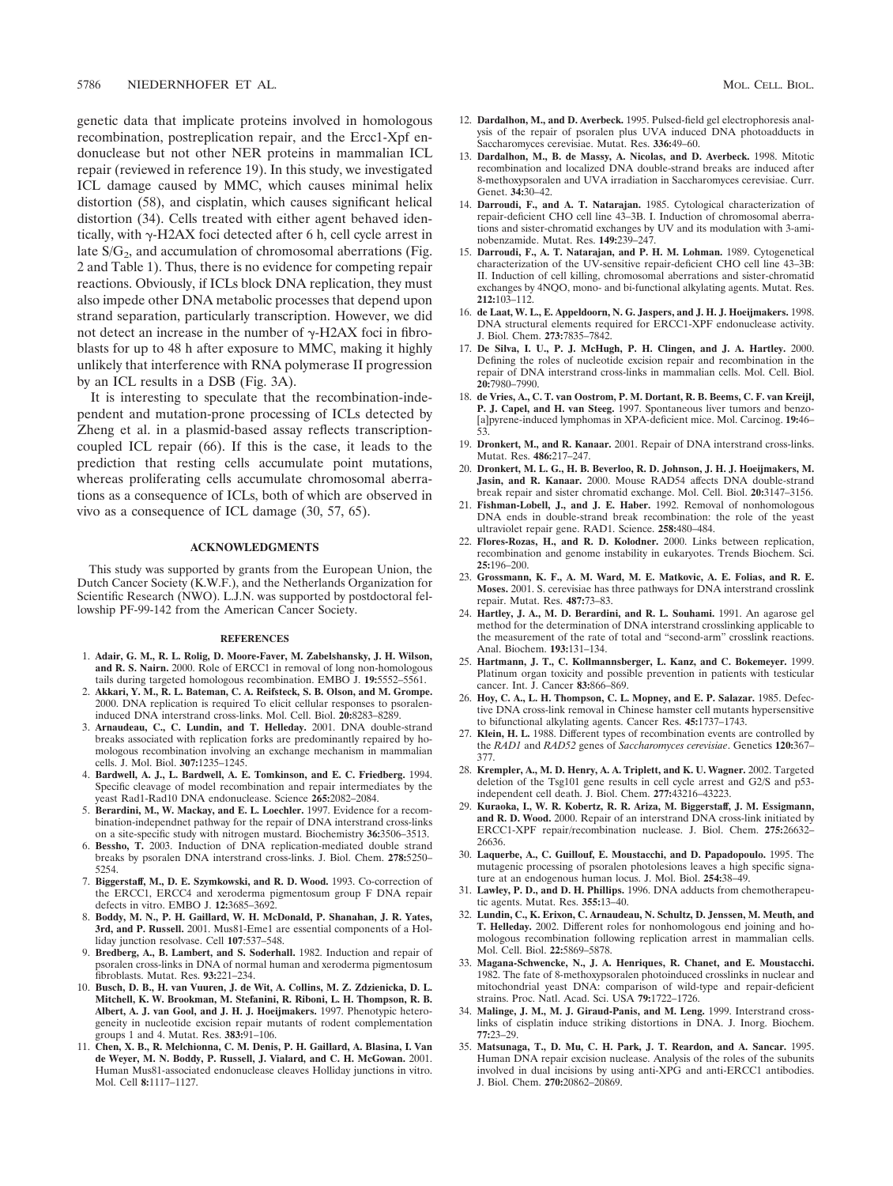genetic data that implicate proteins involved in homologous recombination, postreplication repair, and the Ercc1-Xpf endonuclease but not other NER proteins in mammalian ICL repair (reviewed in reference 19). In this study, we investigated ICL damage caused by MMC, which causes minimal helix distortion (58), and cisplatin, which causes significant helical distortion (34). Cells treated with either agent behaved identically, with γ-H2AX foci detected after 6 h, cell cycle arrest in late $S/G_2$, and accumulation of chromosomal aberrations (Fig. 2 and Table 1). Thus, there is no evidence for competing repair reactions. Obviously, if ICLs block DNA replication, they must also impede other DNA metabolic processes that depend upon strand separation, particularly transcription. However, we did not detect an increase in the number of γ-H2AX foci in fibroblasts for up to 48 h after exposure to MMC, making it highly unlikely that interference with RNA polymerase II progression by an ICL results in a DSB (Fig. 3A).

It is interesting to speculate that the recombination-independent and mutation-prone processing of ICLs detected by Zheng et al. in a plasmid-based assay reflects transcription-coupled ICL repair (66). If this is the case, it leads to the prediction that resting cells accumulate point mutations, whereas proliferating cells accumulate chromosomal aberrations as a consequence of ICLs, both of which are observed in vivo as a consequence of ICL damage (30, 57, 65).

## ACKNOWLEDGMENTS

This study was supported by grants from the European Union, the Dutch Cancer Society (K.W.F.), and the Netherlands Organization for Scientific Research (NWO). L.J.N. was supported by postdoctoral fellowship PF-99-142 from the American Cancer Society.

## REFERENCES

1. **Adair, G. M., R. L. Rolig, D. Moore-Faver, M. Zabelshansky, J. H. Wilson, and R. S. Nairn.** 2000. Role of ERCC1 in removal of long non-homologous tails during targeted homologous recombination. EMBO J. **19:**5552–5561.
2. **Akkari, Y. M., R. L. Bateman, C. A. Reifsteck, S. B. Olson, and M. Grompe.** 2000. DNA replication is required To elicit cellular responses to psoralen-induced DNA interstrand cross-links. Mol. Cell. Biol. **20:**8283–8289.
3. **Arnaudeau, C., C. Lundin, and T. Helleday.** 2001. DNA double-strand breaks associated with replication forks are predominantly repaired by homologous recombination involving an exchange mechanism in mammalian cells. J. Mol. Biol. **307:**1235–1245.
4. **Bardwell, A. J., L. Bardwell, A. E. Tomkinson, and E. C. Friedberg.** 1994. Specific cleavage of model recombination and repair intermediates by the yeast Rad1-Rad10 DNA endonuclease. Science **265:**2082–2084.
5. **Berardini, M., W. Mackay, and E. L. Loechler.** 1997. Evidence for a recombination-independnet pathway for the repair of DNA interstrand cross-links on a site-specific study with nitrogen mustard. Biochemistry **36:**3506–3513.
6. **Bessho, T.** 2003. Induction of DNA replication-mediated double strand breaks by psoralen DNA interstrand cross-links. J. Biol. Chem. **278:**5250–5254.
7. **Biggerstaff, M., D. E. Szymkowski, and R. D. Wood.** 1993. Co-correction of the ERCC1, ERCC4 and xeroderma pigmentosum group F DNA repair defects in vitro. EMBO J. **12:**3685–3692.
8. **Boddy, M. N., P. H. Gaillard, W. H. McDonald, P. Shanahan, J. R. Yates, 3rd, and P. Russell.** 2001. Mus81-Eme1 are essential components of a Holliday junction resolvase. Cell **107**:537–548.
9. **Bredberg, A., B. Lambert, and S. Soderhall.** 1982. Induction and repair of psoralen cross-links in DNA of normal human and xeroderma pigmentosum fibroblasts. Mutat. Res. **93:**221–234.
10. **Busch, D. B., H. van Vuuren, J. de Wit, A. Collins, M. Z. Zdzienicka, D. L. Mitchell, K. W. Brookman, M. Stefanini, R. Riboni, L. H. Thompson, R. B. Albert, A. J. van Gool, and J. H. J. Hoeijmakers.** 1997. Phenotypic heterogeneity in nucleotide excision repair mutants of rodent complementation groups 1 and 4. Mutat. Res. **383:**91–106.
11. **Chen, X. B., R. Melchionna, C. M. Denis, P. H. Gaillard, A. Blasina, I. Van de Weyer, M. N. Boddy, P. Russell, J. Vialard, and C. H. McGowan.** 2001. Human Mus81-associated endonuclease cleaves Holliday junctions in vitro. Mol. Cell **8:**1117–1127.
12. **Dardalhon, M., and D. Averbeck.** 1995. Pulsed-field gel electrophoresis analysis of the repair of psoralen plus UVA induced DNA photoadducts in Saccharomyces cerevisiae. Mutat. Res. **336:**49–60.
13. **Dardalhon, M., B. de Massy, A. Nicolas, and D. Averbeck.** 1998. Mitotic recombination and localized DNA double-strand breaks are induced after 8-methoxypsoralen and UVA irradiation in Saccharomyces cerevisiae. Curr. Genet. **34:**30–42.
14. **Darroudi, F., and A. T. Natarajan.** 1985. Cytological characterization of repair-deficient CHO cell line 43–3B. I. Induction of chromosomal aberrations and sister-chromatid exchanges by UV and its modulation with 3-aminobenzamide. Mutat. Res. **149:**239–247.
15. **Darroudi, F., A. T. Natarajan, and P. H. M. Lohman.** 1989. Cytogenetical characterization of the UV-sensitive repair-deficient CHO cell line 43–3B: II. Induction of cell killing, chromosomal aberrations and sister-chromatid exchanges by 4NQO, mono- and bi-functional alkylating agents. Mutat. Res. **212:**103–112.
16. **de Laat, W. L., E. Appeldoorn, N. G. Jaspers, and J. H. J. Hoeijmakers.** 1998. DNA structural elements required for ERCC1-XPF endonuclease activity. J. Biol. Chem. **273:**7835–7842.
17. **De Silva, I. U., P. J. McHugh, P. H. Clingen, and J. A. Hartley.** 2000. Defining the roles of nucleotide excision repair and recombination in the repair of DNA interstrand cross-links in mammalian cells. Mol. Cell. Biol. **20:**7980–7990.
18. **de Vries, A., C. T. van Oostrom, P. M. Dortant, R. B. Beems, C. F. van Kreijl, P. J. Capel, and H. van Steeg.** 1997. Spontaneous liver tumors and benzo-[a]pyrene-induced lymphomas in XPA-deficient mice. Mol. Carcinog. **19:**46–53.
19. **Dronkert, M., and R. Kanaar.** 2001. Repair of DNA interstrand cross-links. Mutat. Res. **486:**217–247.
20. **Dronkert, M. L. G., H. B. Beverloo, R. D. Johnson, J. H. J. Hoeijmakers, M. Jasin, and R. Kanaar.** 2000. Mouse RAD54 affects DNA double-strand break repair and sister chromatid exchange. Mol. Cell. Biol. **20:**3147–3156.
21. **Fishman-Lobell, J., and J. E. Haber.** 1992. Removal of nonhomologous DNA ends in double-strand break recombination: the role of the yeast ultraviolet repair gene. RAD1. Science. **258:**480–484.
22. **Flores-Rozas, H., and R. D. Kolodner.** 2000. Links between replication, recombination and genome instability in eukaryotes. Trends Biochem. Sci. **25:**196–200.
23. **Grossmann, K. F., A. M. Ward, M. E. Matkovic, A. E. Folias, and R. E. Moses.** 2001. S. cerevisiae has three pathways for DNA interstrand crosslink repair. Mutat. Res. **487:**73–83.
24. **Hartley, J. A., M. D. Berardini, and R. L. Souhami.** 1991. An agarose gel method for the determination of DNA interstrand crosslinking applicable to the measurement of the rate of total and "second-arm" crosslink reactions. Anal. Biochem. **193:**131–134.
25. **Hartmann, J. T., C. Kollmannsberger, L. Kanz, and C. Bokemeyer.** 1999. Platinum organ toxicity and possible prevention in patients with testicular cancer. Int. J. Cancer **83:**866–869.
26. **Hoy, C. A., L. H. Thompson, C. L. Mopney, and E. P. Salazar.** 1985. Defective DNA cross-link removal in Chinese hamster cell mutants hypersensitive to bifunctional alkylating agents. Cancer Res. **45:**1737–1743.
27. **Klein, H. L.** 1988. Different types of recombination events are controlled by the *RAD1* and *RAD52* genes of *Saccharomyces cerevisiae*. Genetics **120:**367–377.
28. **Krempler, A., M. D. Henry, A. A. Triplett, and K. U. Wagner.** 2002. Targeted deletion of the Tsg101 gene results in cell cycle arrest and G2/S and p53-independent cell death. J. Biol. Chem. **277:**43216–43223.
29. **Kuraoka, I., W. R. Kobertz, R. R. Ariza, M. Biggerstaff, J. M. Essigmann, and R. D. Wood.** 2000. Repair of an interstrand DNA cross-link initiated by ERCC1-XPF repair/recombination nuclease. J. Biol. Chem. **275:**26632–26636.
30. **Laquerbe, A., C. Guillouf, E. Moustacchi, and D. Papadopoulo.** 1995. The mutagenic processing of psoralen photolesions leaves a high specific signature at an endogenous human locus. J. Mol. Biol. **254:**38–49.
31. **Lawley, P. D., and D. H. Phillips.** 1996. DNA adducts from chemotherapeutic agents. Mutat. Res. **355:**13–40.
32. **Lundin, C., K. Erixon, C. Arnaudeau, N. Schultz, D. Jenssen, M. Meuth, and T. Helleday.** 2002. Different roles for nonhomologous end joining and homologous recombination following replication arrest in mammalian cells. Mol. Cell. Biol. **22:**5869–5878.
33. **Magana-Schwencke, N., J. A. Henriques, R. Chanet, and E. Moustacchi.** 1982. The fate of 8-methoxypsoralen photoinduced crosslinks in nuclear and mitochondrial yeast DNA: comparison of wild-type and repair-deficient strains. Proc. Natl. Acad. Sci. USA **79:**1722–1726.
34. **Malinge, J. M., M. J. Giraud-Panis, and M. Leng.** 1999. Interstrand cross-links of cisplatin induce striking distortions in DNA. J. Inorg. Biochem. **77:**23–29.
35. **Matsunaga, T., D. Mu, C. H. Park, J. T. Reardon, and A. Sancar.** 1995. Human DNA repair excision nuclease. Analysis of the roles of the subunits involved in dual incisions by using anti-XPG and anti-ERCC1 antibodies. J. Biol. Chem. **270:**20862–20869.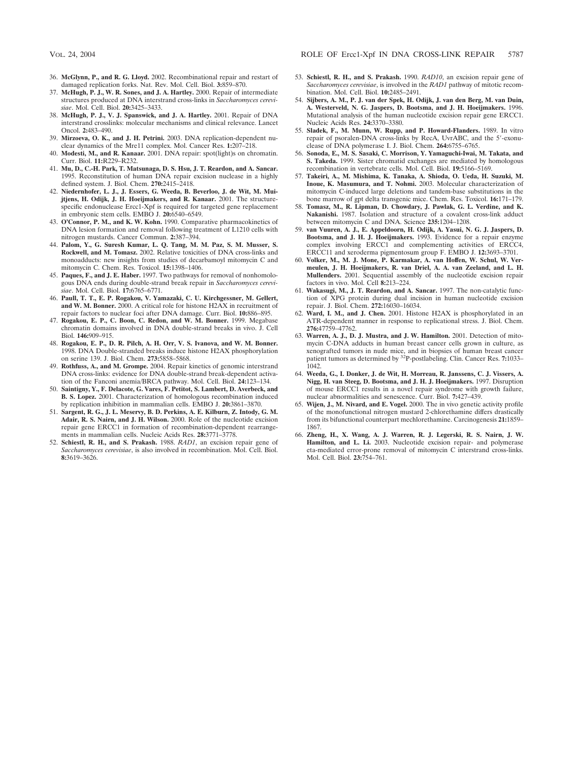36. **McGlynn, P., and R. G. Lloyd.** 2002. Recombinational repair and restart of damaged replication forks. Nat. Rev. Mol. Cell. Biol. **3:**859–870.
37. **McHugh, P. J., W. R. Sones, and J. A. Hartley.** 2000. Repair of intermediate structures produced at DNA interstrand cross-links in *Saccharomyces cerevisiae*. Mol. Cell. Biol. **20:**3425–3433.
38. **McHugh, P. J., V. J. Spanswick, and J. A. Hartley.** 2001. Repair of DNA interstrand crosslinks: molecular mechanisms and clinical relevance. Lancet Oncol. **2:**483–490.
39. **Mirzoeva, O. K., and J. H. Petrini.** 2003. DNA replication-dependent nuclear dynamics of the Mre11 complex. Mol. Cancer Res. **1:**207–218.
40. **Modesti, M., and R. Kanaar.** 2001. DNA repair: spot(light)s on chromatin. Curr. Biol. **11:**R229–R232.
41. **Mu, D., C.-H. Park, T. Matsunaga, D. S. Hsu, J. T. Reardon, and A. Sancar.** 1995. Reconstitution of human DNA repair excision nuclease in a highly defined system. J. Biol. Chem. **270:**2415–2418.
42. **Niedernhofer, L. J., J. Essers, G. Weeda, B. Beverloo, J. de Wit, M. Muijtjens, H. Odijk, J. H. Hoeijmakers, and R. Kanaar.** 2001. The structure-specific endonuclease Ercc1-Xpf is required for targeted gene replacement in embryonic stem cells. EMBO J. **20:**6540–6549.
43. **O'Connor, P. M., and K. W. Kohn.** 1990. Comparative pharmacokinetics of DNA lesion formation and removal following treatment of L1210 cells with nitrogen mustards. Cancer Commun. **2:**387–394.
44. **Palom, Y., G. Suresh Kumar, L. Q. Tang, M. M. Paz, S. M. Musser, S. Rockwell, and M. Tomasz.** 2002. Relative toxicities of DNA cross-links and monoadducts: new insights from studies of decarbamoyl mitomycin C and mitomycin C. Chem. Res. Toxicol. **15:**1398–1406.
45. **Paques, F., and J. E. Haber.** 1997. Two pathways for removal of nonhomologous DNA ends during double-strand break repair in *Saccharomyces cerevisiae*. Mol. Cell. Biol. **17:**6765–6771.
46. **Paull, T. T., E. P. Rogakou, V. Yamazaki, C. U. Kirchgessner, M. Gellert, and W. M. Bonner.** 2000. A critical role for histone H2AX in recruitment of repair factors to nuclear foci after DNA damage. Curr. Biol. **10:**886–895.
47. **Rogakou, E. P., C. Boon, C. Redon, and W. M. Bonner.** 1999. Megabase chromatin domains involved in DNA double-strand breaks in vivo. J. Cell Biol. **146:**909–915.
48. **Rogakou, E. P., D. R. Pilch, A. H. Orr, V. S. Ivanova, and W. M. Bonner.** 1998. DNA Double-stranded breaks induce histone H2AX phosphorylation on serine 139. J. Biol. Chem. **273:**5858–5868.
49. **Rothfuss, A., and M. Grompe.** 2004. Repair kinetics of genomic interstrand DNA cross-links: evidence for DNA double-strand break-dependent activation of the Fanconi anemia/BRCA pathway. Mol. Cell. Biol. **24:**123–134.
50. **Saintigny, Y., F. Delacote, G. Vares, F. Petitot, S. Lambert, D. Averbeck, and B. S. Lopez.** 2001. Characterization of homologous recombination induced by replication inhibition in mammalian cells. EMBO J. **20:**3861–3870.
51. **Sargent, R. G., J. L. Meservy, B. D. Perkins, A. E. Kilburn, Z. Intody, G. M. Adair, R. S. Nairn, and J. H. Wilson.** 2000. Role of the nucleotide excision repair gene ERCC1 in formation of recombination-dependent rearrangements in mammalian cells. Nucleic Acids Res. **28:**3771–3778.
52. **Schiestl, R. H., and S. Prakash.** 1988. *RAD1*, an excision repair gene of *Saccharomyces cerevisiae*, is also involved in recombination. Mol. Cell. Biol. **8:**3619–3626.
53. **Schiestl, R. H., and S. Prakash.** 1990. *RAD10*, an excision repair gene of *Saccharomyces cerevisiae*, is involved in the *RAD1* pathway of mitotic recombination. Mol. Cell. Biol. **10:**2485–2491.
54. **Sijbers, A. M., P. J. van der Spek, H. Odijk, J. van den Berg, M. van Duin, A. Westerveld, N. G. Jaspers, D. Bootsma, and J. H. Hoeijmakers.** 1996. Mutational analysis of the human nucleotide excision repair gene ERCC1. Nucleic Acids Res. **24:**3370–3380.
55. **Sladek, F., M. Munn, W. Rupp, and P. Howard-Flanders.** 1989. In vitro repair of psoralen-DNA cross-links by RecA, UvrABC, and the 5′-exonuclease of DNA polymerase I. J. Biol. Chem. **264:**6755–6765.
56. **Sonoda, E., M. S. Sasaki, C. Morrison, Y. Yamaguchi-Iwai, M. Takata, and S. Takeda.** 1999. Sister chromatid exchanges are mediated by homologous recombination in vertebrate cells. Mol. Cell. Biol. **19:**5166–5169.
57. **Takeiri, A., M. Mishima, K. Tanaka, A. Shioda, O. Ueda, H. Suzuki, M. Inoue, K. Masumura, and T. Nohmi.** 2003. Molecular characterization of mitomycin C-induced large deletions and tandem-base substitutions in the bone marrow of gpt delta transgenic mice. Chem. Res. Toxicol. **16:**171–179.
58. **Tomasz, M., R. Lipman, D. Chowdary, J. Pawlak, G. L. Verdine, and K. Nakanishi.** 1987. Isolation and structure of a covalent cross-link adduct between mitomycin C and DNA. Science **235:**1204–1208.
59. **van Vuuren, A. J., E. Appeldoorn, H. Odijk, A. Yasui, N. G. J. Jaspers, D. Bootsma, and J. H. J. Hoeijmakers.** 1993. Evidence for a repair enzyme complex involving ERCC1 and complementing activities of ERCC4, ERCC11 and xeroderma pigmentosum group F. EMBO J. **12:**3693–3701.
60. **Volker, M., M. J. Mone, P. Karmakar, A. van Hoffen, W. Schul, W. Vermeulen, J. H. Hoeijmakers, R. van Driel, A. A. van Zeeland, and L. H. Mullenders.** 2001. Sequential assembly of the nucleotide excision repair factors in vivo. Mol. Cell **8:**213–224.
61. **Wakasugi, M., J. T. Reardon, and A. Sancar.** 1997. The non-catalytic function of XPG protein during dual incision in human nucleotide excision repair. J. Biol. Chem. **272:**16030–16034.
62. **Ward, I. M., and J. Chen.** 2001. Histone H2AX is phosphorylated in an ATR-dependent manner in response to replicational stress. J. Biol. Chem. **276:**47759–47762.
63. **Warren, A. J., D. J. Mustra, and J. W. Hamilton.** 2001. Detection of mitomycin C-DNA adducts in human breast cancer cells grown in culture, as xenografted tumors in nude mice, and in biopsies of human breast cancer patient tumors as determined by $^{32}$P-postlabeling. Clin. Cancer Res. **7:**1033–1042.
64. **Weeda, G., I. Donker, J. de Wit, H. Morreau, R. Janssens, C. J. Vissers, A. Nigg, H. van Steeg, D. Bootsma, and J. H. J. Hoeijmakers.** 1997. Disruption of mouse ERCC1 results in a novel repair syndrome with growth failure, nuclear abnormalities and senescence. Curr. Biol. **7:**427–439.
65. **Wijen, J., M. Nivard, and E. Vogel.** 2000. The in vivo genetic activity profile of the monofunctional nitrogen mustard 2-chlorethamine differs drastically from its bifunctional counterpart mechlorethamine. Carcinogenesis **21:**1859–1867.
66. **Zheng, H., X. Wang, A. J. Warren, R. J. Legerski, R. S. Nairn, J. W. Hamilton, and L. Li.** 2003. Nucleotide excision repair- and polymerase eta-mediated error-prone removal of mitomycin C interstrand cross-links. Mol. Cell. Biol. **23:**754–761.